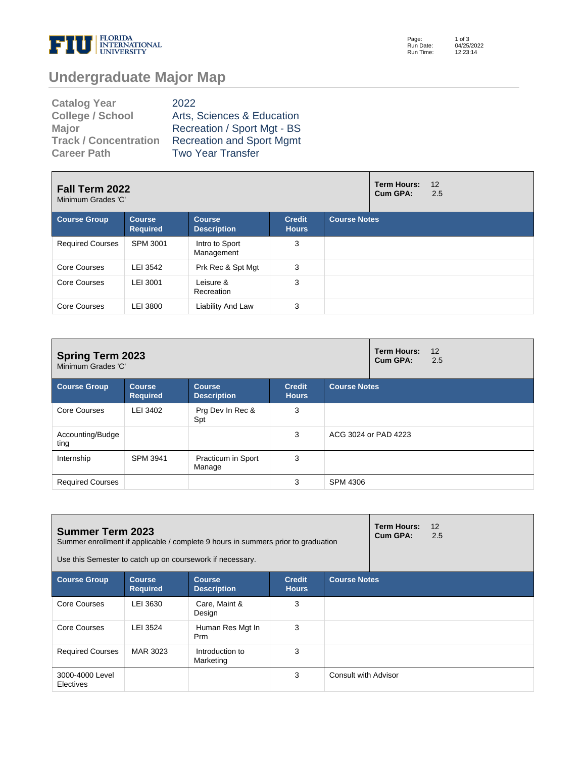# Undergraduate Major Map

| | |
|---|---|
| **Catalog Year** | 2022 |
| **College / School** | Arts, Sciences & Education |
| **Major** | Recreation / Sport Mgt - BS |
| **Track / Concentration** | Recreation and Sport Mgmt |
| **Career Path** | Two Year Transfer |

## Fall Term 2022

Minimum Grades 'C'

**Term Hours:** 12
**Cum GPA:** 2.5

| Course Group | Course Required | Course Description | Credit Hours | Course Notes |
|---|---|---|---|---|
| Required Courses | SPM 3001 | Intro to Sport Management | 3 | |
| Core Courses | LEI 3542 | Prk Rec & Spt Mgt | 3 | |
| Core Courses | LEI 3001 | Leisure & Recreation | 3 | |
| Core Courses | LEI 3800 | Liability And Law | 3 | |

## Spring Term 2023

Minimum Grades 'C'

**Term Hours:** 12
**Cum GPA:** 2.5

| Course Group | Course Required | Course Description | Credit Hours | Course Notes |
|---|---|---|---|---|
| Core Courses | LEI 3402 | Prg Dev In Rec & Spt | 3 | |
| Accounting/Budgeting | | | 3 | ACG 3024 or PAD 4223 |
| Internship | SPM 3941 | Practicum in Sport Manage | 3 | |
| Required Courses | | | 3 | SPM 4306 |

## Summer Term 2023

Summer enrollment if applicable / complete 9 hours in summers prior to graduation

Use this Semester to catch up on coursework if necessary.

**Term Hours:** 12
**Cum GPA:** 2.5

| Course Group | Course Required | Course Description | Credit Hours | Course Notes |
|---|---|---|---|---|
| Core Courses | LEI 3630 | Care, Maint & Design | 3 | |
| Core Courses | LEI 3524 | Human Res Mgt In Prm | 3 | |
| Required Courses | MAR 3023 | Introduction to Marketing | 3 | |
| 3000-4000 Level Electives | | | 3 | Consult with Advisor |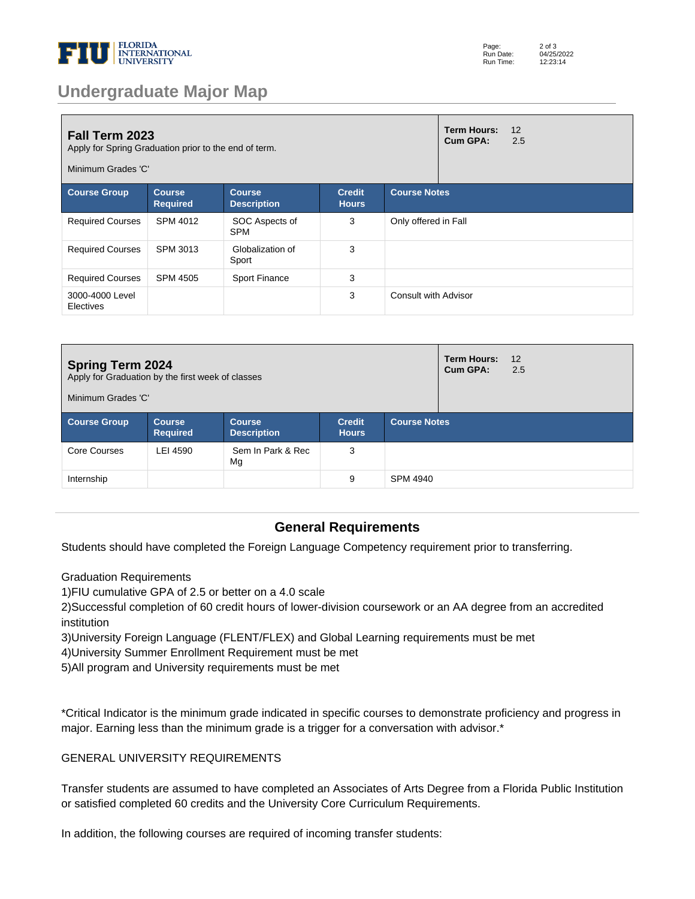# Undergraduate Major Map

## Fall Term 2023

Apply for Spring Graduation prior to the end of term.

Minimum Grades 'C'

**Term Hours:** 12
**Cum GPA:** 2.5

| Course Group | Course Required | Course Description | Credit Hours | Course Notes |
|---|---|---|---|---|
| Required Courses | SPM 4012 | SOC Aspects of SPM | 3 | Only offered in Fall |
| Required Courses | SPM 3013 | Globalization of Sport | 3 | |
| Required Courses | SPM 4505 | Sport Finance | 3 | |
| 3000-4000 Level Electives | | | 3 | Consult with Advisor |

## Spring Term 2024

Apply for Graduation by the first week of classes

Minimum Grades 'C'

**Term Hours:** 12
**Cum GPA:** 2.5

| Course Group | Course Required | Course Description | Credit Hours | Course Notes |
|---|---|---|---|---|
| Core Courses | LEI 4590 | Sem In Park & Rec Mg | 3 | |
| Internship | | | 9 | SPM 4940 |

## General Requirements

Students should have completed the Foreign Language Competency requirement prior to transferring.

Graduation Requirements
1)FIU cumulative GPA of 2.5 or better on a 4.0 scale
2)Successful completion of 60 credit hours of lower-division coursework or an AA degree from an accredited institution
3)University Foreign Language (FLENT/FLEX) and Global Learning requirements must be met
4)University Summer Enrollment Requirement must be met
5)All program and University requirements must be met

*Critical Indicator is the minimum grade indicated in specific courses to demonstrate proficiency and progress in major. Earning less than the minimum grade is a trigger for a conversation with advisor.*

GENERAL UNIVERSITY REQUIREMENTS

Transfer students are assumed to have completed an Associates of Arts Degree from a Florida Public Institution or satisfied completed 60 credits and the University Core Curriculum Requirements.

In addition, the following courses are required of incoming transfer students: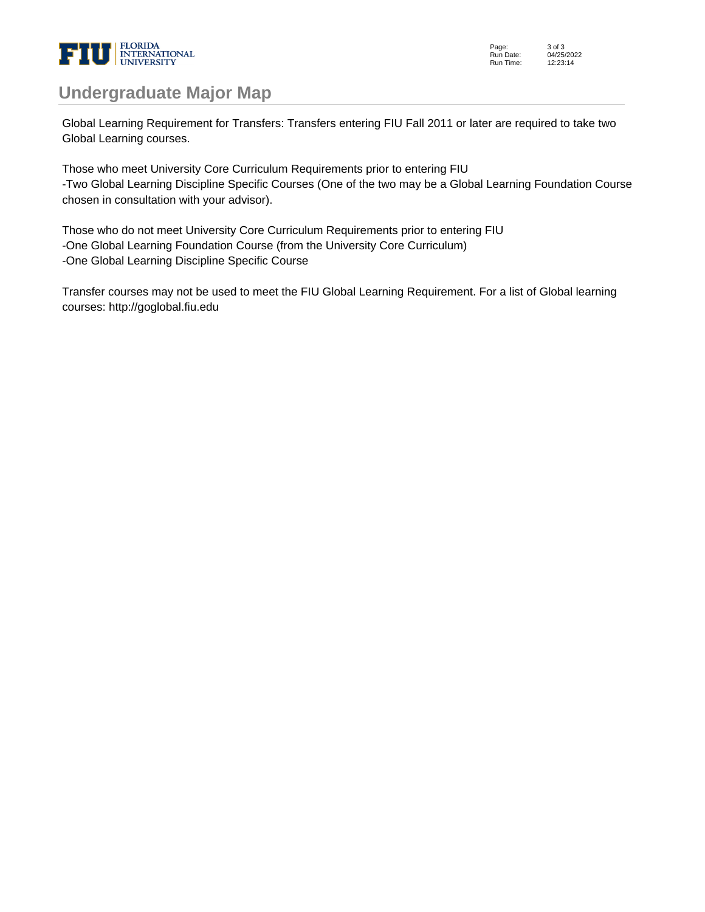## Undergraduate Major Map

Global Learning Requirement for Transfers: Transfers entering FIU Fall 2011 or later are required to take two Global Learning courses.

Those who meet University Core Curriculum Requirements prior to entering FIU
-Two Global Learning Discipline Specific Courses (One of the two may be a Global Learning Foundation Course chosen in consultation with your advisor).

Those who do not meet University Core Curriculum Requirements prior to entering FIU
-One Global Learning Foundation Course (from the University Core Curriculum)
-One Global Learning Discipline Specific Course

Transfer courses may not be used to meet the FIU Global Learning Requirement. For a list of Global learning courses: http://goglobal.fiu.edu